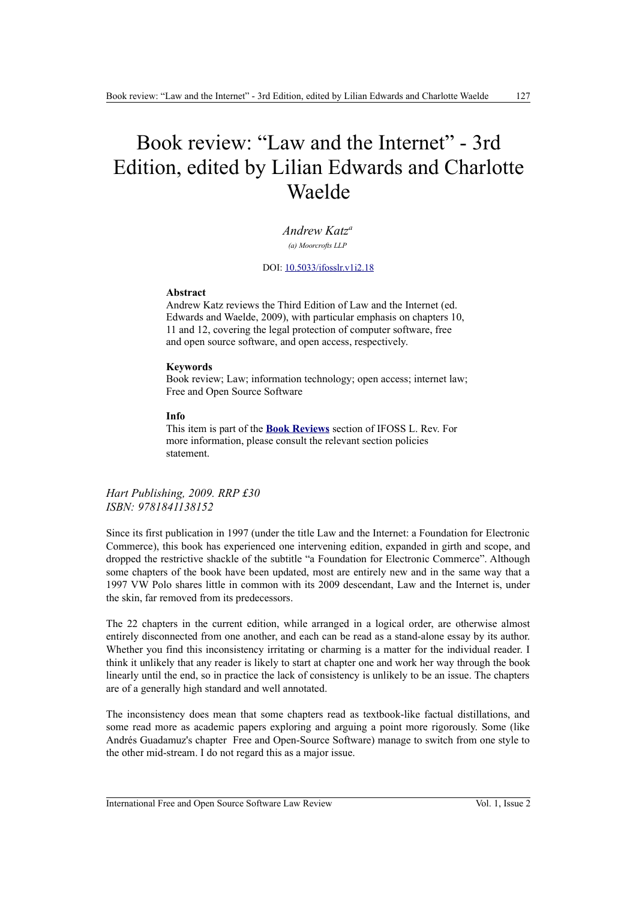# Book review: "Law and the Internet" - 3rd Edition, edited by Lilian Edwards and Charlotte Waelde

*Andrew Katz*[a]

*(a) Moorcrofts LLP*

DOI: 10.5033/ifosslr.v1i2.18

**Abstract**

Andrew Katz reviews the Third Edition of Law and the Internet (ed. Edwards and Waelde, 2009), with particular emphasis on chapters 10, 11 and 12, covering the legal protection of computer software, free and open source software, and open access, respectively.

**Keywords**

Book review; Law; information technology; open access; internet law; Free and Open Source Software

**Info**

This item is part of the **Book Reviews** section of IFOSS L. Rev. For more information, please consult the relevant section policies statement.

*Hart Publishing, 2009. RRP £30*
*ISBN: 9781841138152*

Since its first publication in 1997 (under the title Law and the Internet: a Foundation for Electronic Commerce), this book has experienced one intervening edition, expanded in girth and scope, and dropped the restrictive shackle of the subtitle "a Foundation for Electronic Commerce". Although some chapters of the book have been updated, most are entirely new and in the same way that a 1997 VW Polo shares little in common with its 2009 descendant, Law and the Internet is, under the skin, far removed from its predecessors.

The 22 chapters in the current edition, while arranged in a logical order, are otherwise almost entirely disconnected from one another, and each can be read as a stand-alone essay by its author. Whether you find this inconsistency irritating or charming is a matter for the individual reader. I think it unlikely that any reader is likely to start at chapter one and work her way through the book linearly until the end, so in practice the lack of consistency is unlikely to be an issue. The chapters are of a generally high standard and well annotated.

The inconsistency does mean that some chapters read as textbook-like factual distillations, and some read more as academic papers exploring and arguing a point more rigorously. Some (like Andrés Guadamuz's chapter Free and Open-Source Software) manage to switch from one style to the other mid-stream. I do not regard this as a major issue.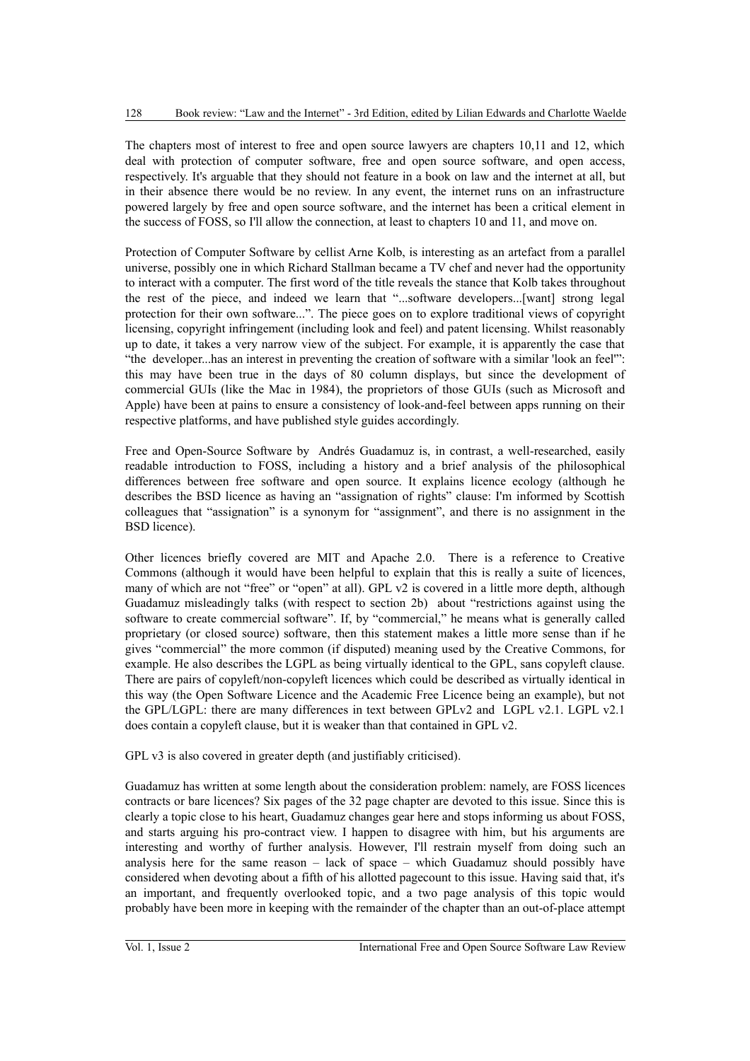The chapters most of interest to free and open source lawyers are chapters 10,11 and 12, which deal with protection of computer software, free and open source software, and open access, respectively. It's arguable that they should not feature in a book on law and the internet at all, but in their absence there would be no review. In any event, the internet runs on an infrastructure powered largely by free and open source software, and the internet has been a critical element in the success of FOSS, so I'll allow the connection, at least to chapters 10 and 11, and move on.

Protection of Computer Software by cellist Arne Kolb, is interesting as an artefact from a parallel universe, possibly one in which Richard Stallman became a TV chef and never had the opportunity to interact with a computer. The first word of the title reveals the stance that Kolb takes throughout the rest of the piece, and indeed we learn that "...software developers...[want] strong legal protection for their own software...". The piece goes on to explore traditional views of copyright licensing, copyright infringement (including look and feel) and patent licensing. Whilst reasonably up to date, it takes a very narrow view of the subject. For example, it is apparently the case that "the developer...has an interest in preventing the creation of software with a similar 'look an feel'": this may have been true in the days of 80 column displays, but since the development of commercial GUIs (like the Mac in 1984), the proprietors of those GUIs (such as Microsoft and Apple) have been at pains to ensure a consistency of look-and-feel between apps running on their respective platforms, and have published style guides accordingly.

Free and Open-Source Software by Andrés Guadamuz is, in contrast, a well-researched, easily readable introduction to FOSS, including a history and a brief analysis of the philosophical differences between free software and open source. It explains licence ecology (although he describes the BSD licence as having an "assignation of rights" clause: I'm informed by Scottish colleagues that "assignation" is a synonym for "assignment", and there is no assignment in the BSD licence).

Other licences briefly covered are MIT and Apache 2.0. There is a reference to Creative Commons (although it would have been helpful to explain that this is really a suite of licences, many of which are not "free" or "open" at all). GPL v2 is covered in a little more depth, although Guadamuz misleadingly talks (with respect to section 2b) about "restrictions against using the software to create commercial software". If, by "commercial," he means what is generally called proprietary (or closed source) software, then this statement makes a little more sense than if he gives "commercial" the more common (if disputed) meaning used by the Creative Commons, for example. He also describes the LGPL as being virtually identical to the GPL, sans copyleft clause. There are pairs of copyleft/non-copyleft licences which could be described as virtually identical in this way (the Open Software Licence and the Academic Free Licence being an example), but not the GPL/LGPL: there are many differences in text between GPLv2 and LGPL v2.1. LGPL v2.1 does contain a copyleft clause, but it is weaker than that contained in GPL v2.

GPL v3 is also covered in greater depth (and justifiably criticised).

Guadamuz has written at some length about the consideration problem: namely, are FOSS licences contracts or bare licences? Six pages of the 32 page chapter are devoted to this issue. Since this is clearly a topic close to his heart, Guadamuz changes gear here and stops informing us about FOSS, and starts arguing his pro-contract view. I happen to disagree with him, but his arguments are interesting and worthy of further analysis. However, I'll restrain myself from doing such an analysis here for the same reason – lack of space – which Guadamuz should possibly have considered when devoting about a fifth of his allotted pagecount to this issue. Having said that, it's an important, and frequently overlooked topic, and a two page analysis of this topic would probably have been more in keeping with the remainder of the chapter than an out-of-place attempt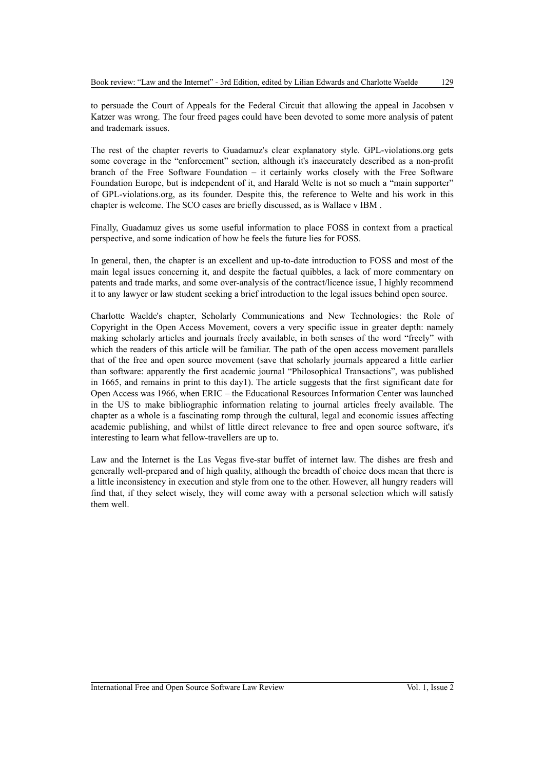to persuade the Court of Appeals for the Federal Circuit that allowing the appeal in Jacobsen v Katzer was wrong. The four freed pages could have been devoted to some more analysis of patent and trademark issues.

The rest of the chapter reverts to Guadamuz's clear explanatory style. GPL-violations.org gets some coverage in the "enforcement" section, although it's inaccurately described as a non-profit branch of the Free Software Foundation – it certainly works closely with the Free Software Foundation Europe, but is independent of it, and Harald Welte is not so much a "main supporter" of GPL-violations.org, as its founder. Despite this, the reference to Welte and his work in this chapter is welcome. The SCO cases are briefly discussed, as is Wallace v IBM .

Finally, Guadamuz gives us some useful information to place FOSS in context from a practical perspective, and some indication of how he feels the future lies for FOSS.

In general, then, the chapter is an excellent and up-to-date introduction to FOSS and most of the main legal issues concerning it, and despite the factual quibbles, a lack of more commentary on patents and trade marks, and some over-analysis of the contract/licence issue, I highly recommend it to any lawyer or law student seeking a brief introduction to the legal issues behind open source.

Charlotte Waelde's chapter, Scholarly Communications and New Technologies: the Role of Copyright in the Open Access Movement, covers a very specific issue in greater depth: namely making scholarly articles and journals freely available, in both senses of the word "freely" with which the readers of this article will be familiar. The path of the open access movement parallels that of the free and open source movement (save that scholarly journals appeared a little earlier than software: apparently the first academic journal "Philosophical Transactions", was published in 1665, and remains in print to this day[1]). The article suggests that the first significant date for Open Access was 1966, when ERIC – the Educational Resources Information Center was launched in the US to make bibliographic information relating to journal articles freely available. The chapter as a whole is a fascinating romp through the cultural, legal and economic issues affecting academic publishing, and whilst of little direct relevance to free and open source software, it's interesting to learn what fellow-travellers are up to.

Law and the Internet is the Las Vegas five-star buffet of internet law. The dishes are fresh and generally well-prepared and of high quality, although the breadth of choice does mean that there is a little inconsistency in execution and style from one to the other. However, all hungry readers will find that, if they select wisely, they will come away with a personal selection which will satisfy them well.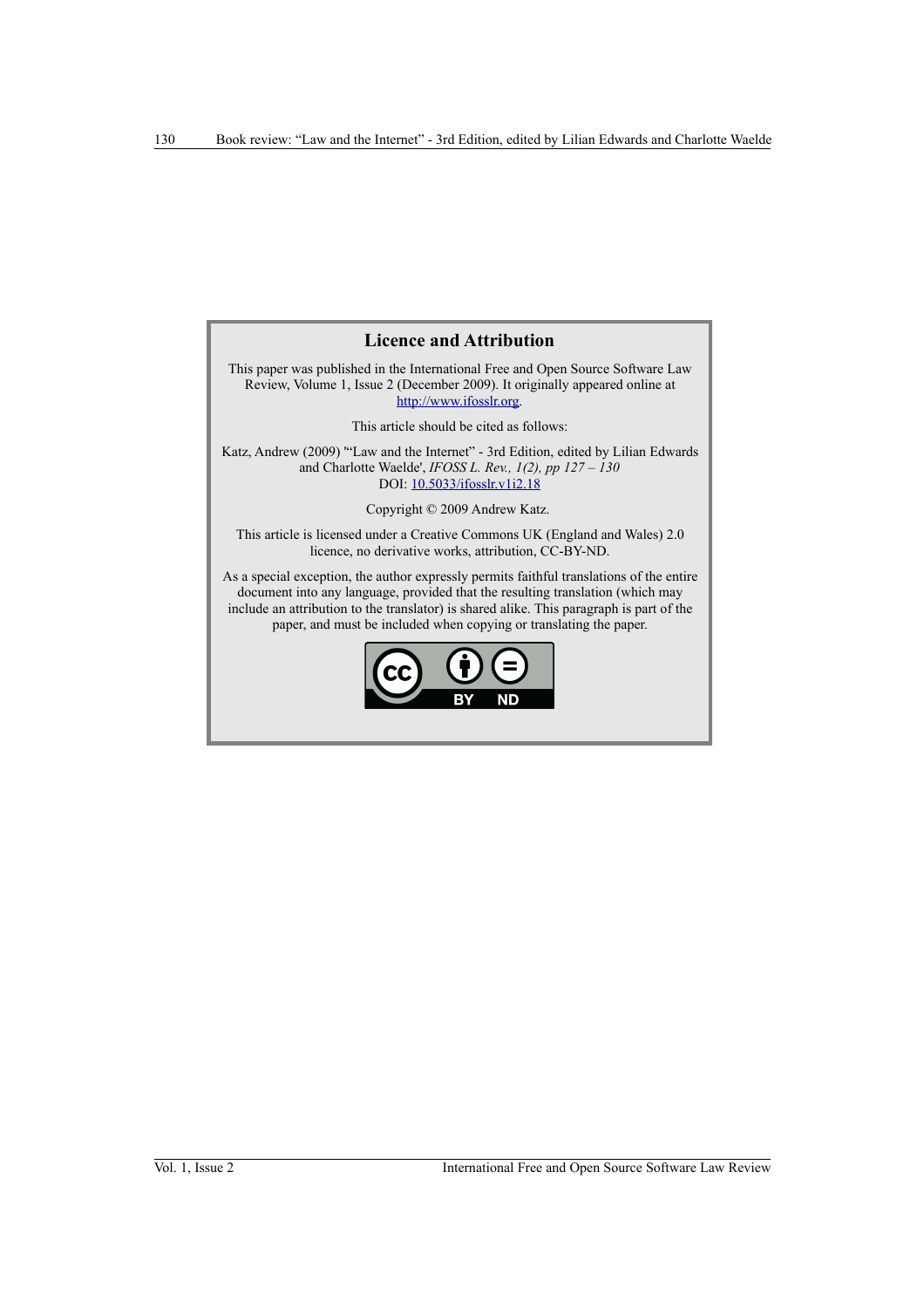## Licence and Attribution

This paper was published in the International Free and Open Source Software Law Review, Volume 1, Issue 2 (December 2009). It originally appeared online at [http://www.ifosslr.org](http://www.ifosslr.org).

This article should be cited as follows:

Katz, Andrew (2009) "'Law and the Internet" - 3rd Edition, edited by Lilian Edwards and Charlotte Waelde', *IFOSS L. Rev., 1(2), pp 127 – 130*
DOI: [10.5033/ifosslr.v1i2.18](10.5033/ifosslr.v1i2.18)

Copyright © 2009 Andrew Katz.

This article is licensed under a Creative Commons UK (England and Wales) 2.0 licence, no derivative works, attribution, CC-BY-ND.

As a special exception, the author expressly permits faithful translations of the entire document into any language, provided that the resulting translation (which may include an attribution to the translator) is shared alike. This paragraph is part of the paper, and must be included when copying or translating the paper.